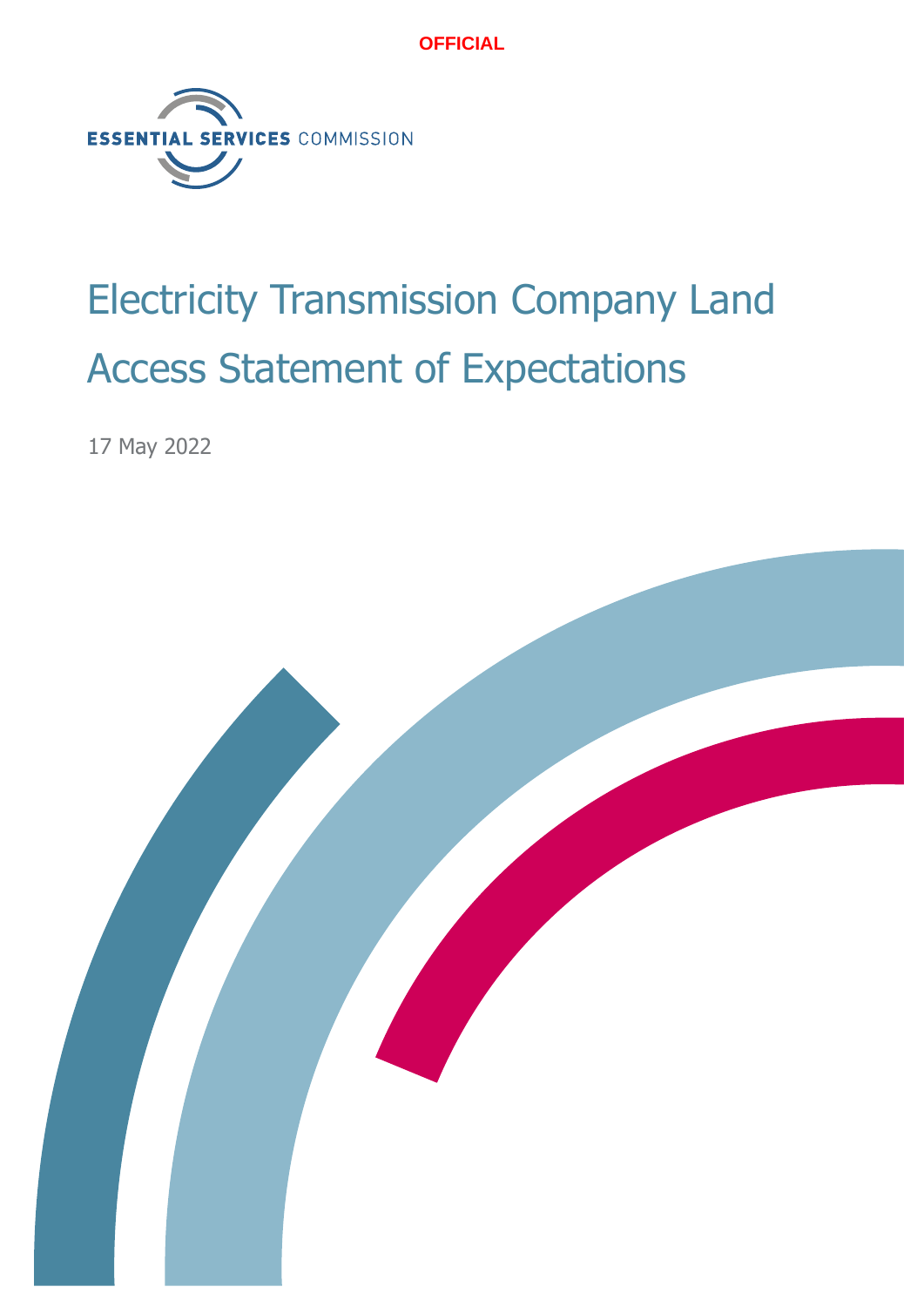OFFICIAL

ESSENTIAL SERVICES COMMISSION

# Electricity Transmission Company Land Access Statement of Expectations

17 May 2022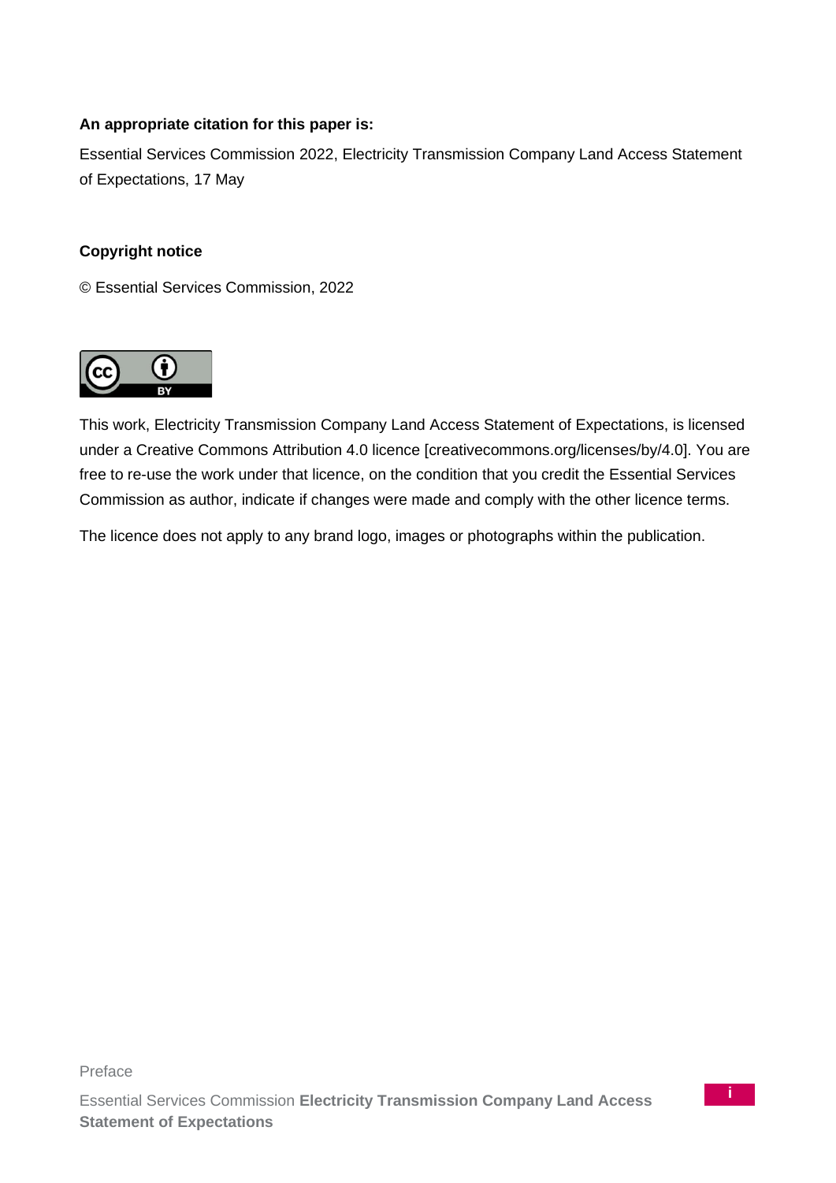**An appropriate citation for this paper is:**

Essential Services Commission 2022, Electricity Transmission Company Land Access Statement of Expectations, 17 May

**Copyright notice**

© Essential Services Commission, 2022

This work, Electricity Transmission Company Land Access Statement of Expectations, is licensed under a Creative Commons Attribution 4.0 licence [creativecommons.org/licenses/by/4.0]. You are free to re-use the work under that licence, on the condition that you credit the Essential Services Commission as author, indicate if changes were made and comply with the other licence terms.

The licence does not apply to any brand logo, images or photographs within the publication.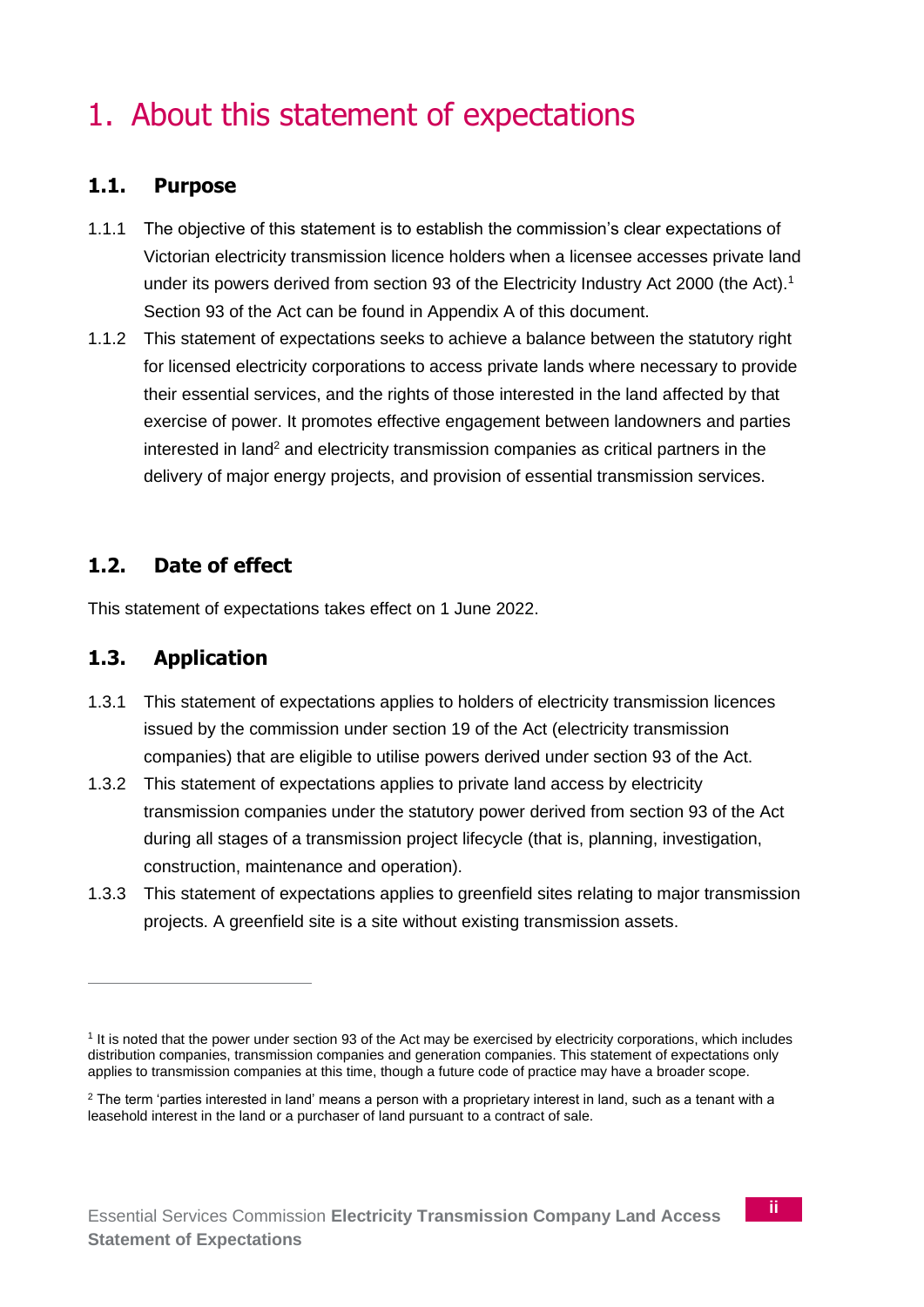# 1. About this statement of expectations

## 1.1. Purpose

1.1.1 The objective of this statement is to establish the commission's clear expectations of Victorian electricity transmission licence holders when a licensee accesses private land under its powers derived from section 93 of the Electricity Industry Act 2000 (the Act).[1] Section 93 of the Act can be found in Appendix A of this document.

1.1.2 This statement of expectations seeks to achieve a balance between the statutory right for licensed electricity corporations to access private lands where necessary to provide their essential services, and the rights of those interested in the land affected by that exercise of power. It promotes effective engagement between landowners and parties interested in land[2] and electricity transmission companies as critical partners in the delivery of major energy projects, and provision of essential transmission services.

## 1.2. Date of effect

This statement of expectations takes effect on 1 June 2022.

## 1.3. Application

1.3.1 This statement of expectations applies to holders of electricity transmission licences issued by the commission under section 19 of the Act (electricity transmission companies) that are eligible to utilise powers derived under section 93 of the Act.

1.3.2 This statement of expectations applies to private land access by electricity transmission companies under the statutory power derived from section 93 of the Act during all stages of a transmission project lifecycle (that is, planning, investigation, construction, maintenance and operation).

1.3.3 This statement of expectations applies to greenfield sites relating to major transmission projects. A greenfield site is a site without existing transmission assets.

---

[1] It is noted that the power under section 93 of the Act may be exercised by electricity corporations, which includes distribution companies, transmission companies and generation companies. This statement of expectations only applies to transmission companies at this time, though a future code of practice may have a broader scope.

[2] The term 'parties interested in land' means a person with a proprietary interest in land, such as a tenant with a leasehold interest in the land or a purchaser of land pursuant to a contract of sale.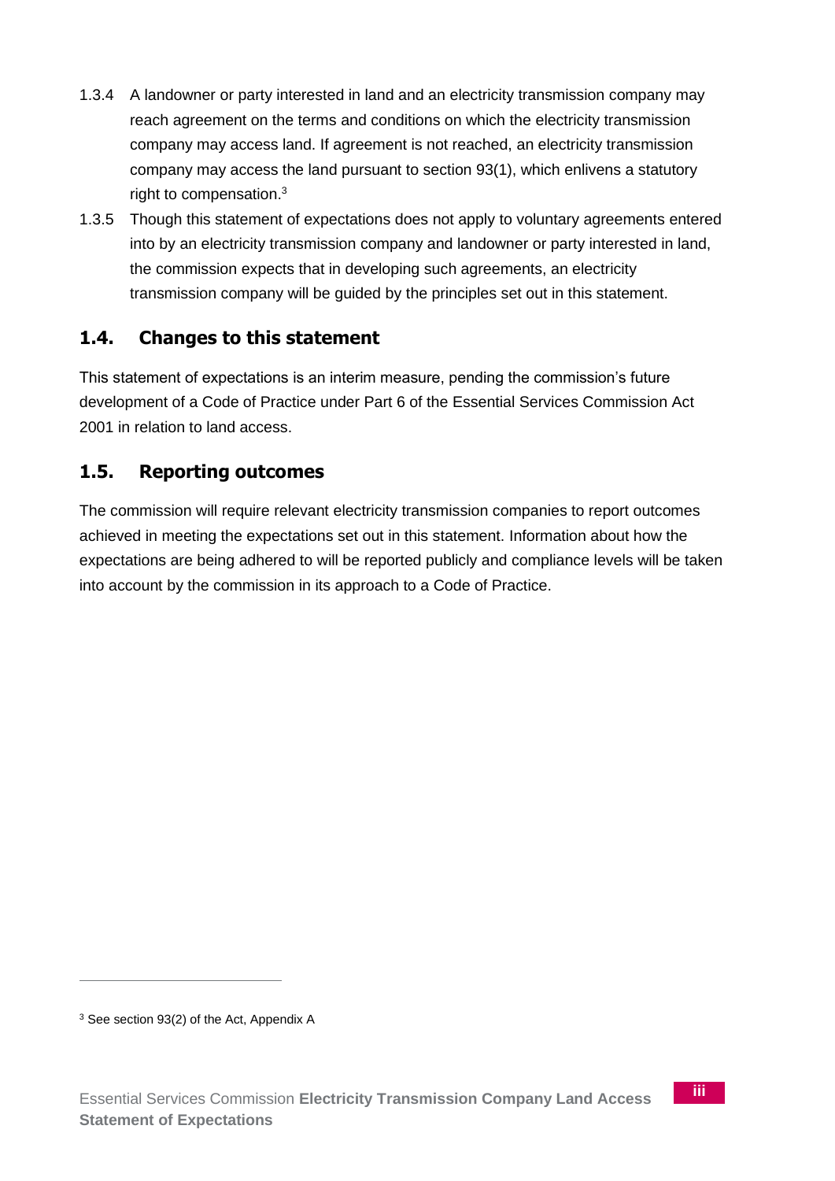1.3.4 A landowner or party interested in land and an electricity transmission company may reach agreement on the terms and conditions on which the electricity transmission company may access land. If agreement is not reached, an electricity transmission company may access the land pursuant to section 93(1), which enlivens a statutory right to compensation.[3]

1.3.5 Though this statement of expectations does not apply to voluntary agreements entered into by an electricity transmission company and landowner or party interested in land, the commission expects that in developing such agreements, an electricity transmission company will be guided by the principles set out in this statement.

## 1.4. Changes to this statement

This statement of expectations is an interim measure, pending the commission's future development of a Code of Practice under Part 6 of the Essential Services Commission Act 2001 in relation to land access.

## 1.5. Reporting outcomes

The commission will require relevant electricity transmission companies to report outcomes achieved in meeting the expectations set out in this statement. Information about how the expectations are being adhered to will be reported publicly and compliance levels will be taken into account by the commission in its approach to a Code of Practice.

---

[3] See section 93(2) of the Act, Appendix A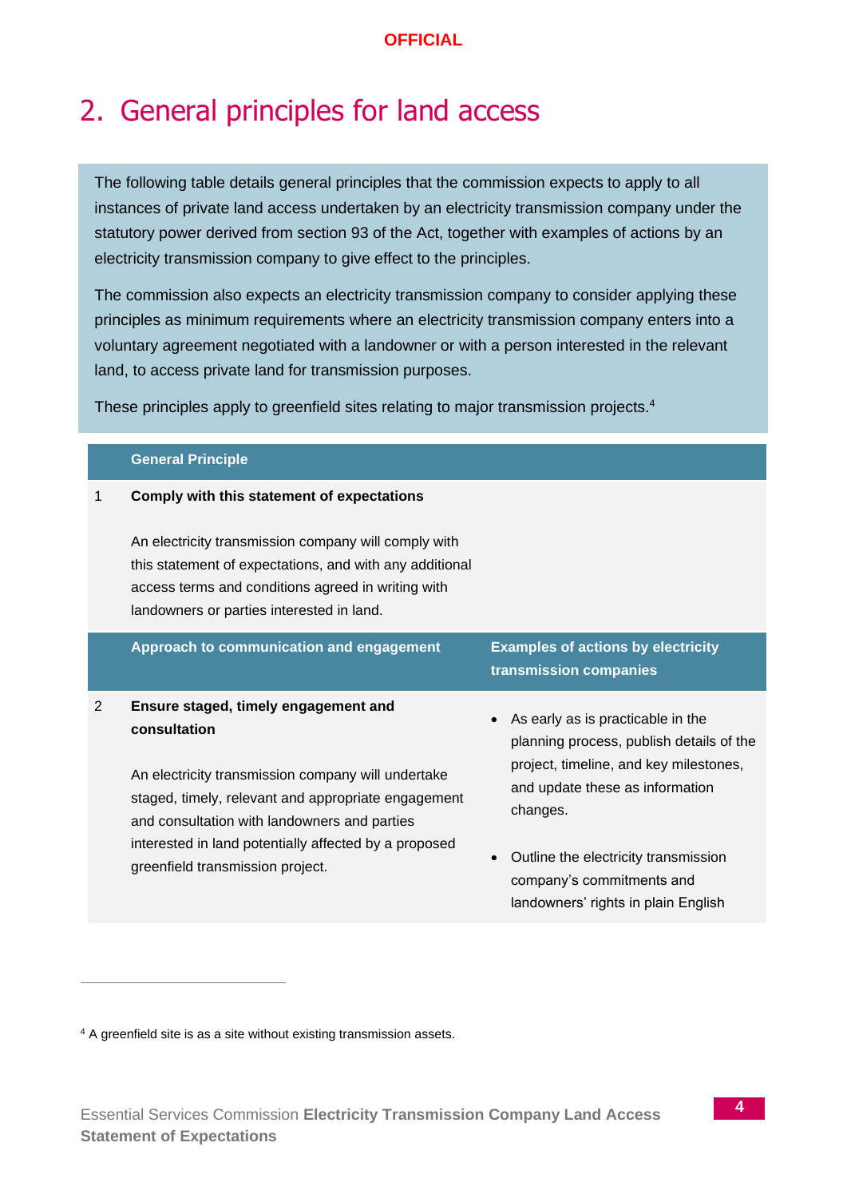# 2. General principles for land access

The following table details general principles that the commission expects to apply to all instances of private land access undertaken by an electricity transmission company under the statutory power derived from section 93 of the Act, together with examples of actions by an electricity transmission company to give effect to the principles.

The commission also expects an electricity transmission company to consider applying these principles as minimum requirements where an electricity transmission company enters into a voluntary agreement negotiated with a landowner or with a person interested in the relevant land, to access private land for transmission purposes.

These principles apply to greenfield sites relating to major transmission projects.[4]

| | General Principle | |
|---|---|---|
| 1 | **Comply with this statement of expectations**<br><br>An electricity transmission company will comply with this statement of expectations, and with any additional access terms and conditions agreed in writing with landowners or parties interested in land. | |
| | **Approach to communication and engagement** | **Examples of actions by electricity transmission companies** |
| 2 | **Ensure staged, timely engagement and consultation**<br><br>An electricity transmission company will undertake staged, timely, relevant and appropriate engagement and consultation with landowners and parties interested in land potentially affected by a proposed greenfield transmission project. | • As early as is practicable in the planning process, publish details of the project, timeline, and key milestones, and update these as information changes.<br><br>• Outline the electricity transmission company's commitments and landowners' rights in plain English |

[4] A greenfield site is as a site without existing transmission assets.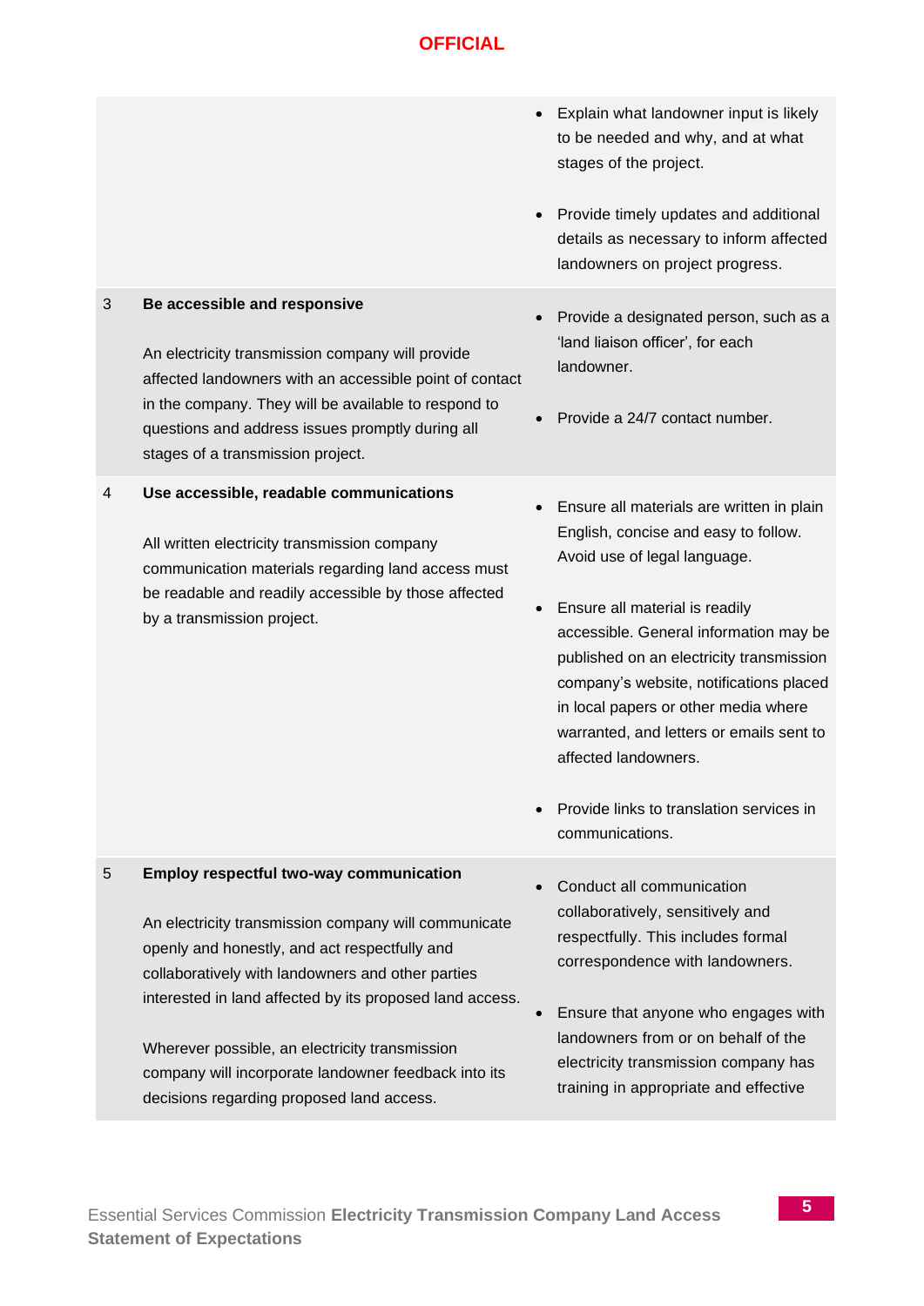| | | |
|---|---|---|
| | | • Explain what landowner input is likely to be needed and why, and at what stages of the project.<br><br>• Provide timely updates and additional details as necessary to inform affected landowners on project progress. |
| 3 | **Be accessible and responsive**<br><br>An electricity transmission company will provide affected landowners with an accessible point of contact in the company. They will be available to respond to questions and address issues promptly during all stages of a transmission project. | • Provide a designated person, such as a 'land liaison officer', for each landowner.<br><br>• Provide a 24/7 contact number. |
| 4 | **Use accessible, readable communications**<br><br>All written electricity transmission company communication materials regarding land access must be readable and readily accessible by those affected by a transmission project. | • Ensure all materials are written in plain English, concise and easy to follow. Avoid use of legal language.<br><br>• Ensure all material is readily accessible. General information may be published on an electricity transmission company's website, notifications placed in local papers or other media where warranted, and letters or emails sent to affected landowners.<br><br>• Provide links to translation services in communications. |
| 5 | **Employ respectful two-way communication**<br><br>An electricity transmission company will communicate openly and honestly, and act respectfully and collaboratively with landowners and other parties interested in land affected by its proposed land access.<br><br>Wherever possible, an electricity transmission company will incorporate landowner feedback into its decisions regarding proposed land access. | • Conduct all communication collaboratively, sensitively and respectfully. This includes formal correspondence with landowners.<br><br>• Ensure that anyone who engages with landowners from or on behalf of the electricity transmission company has training in appropriate and effective |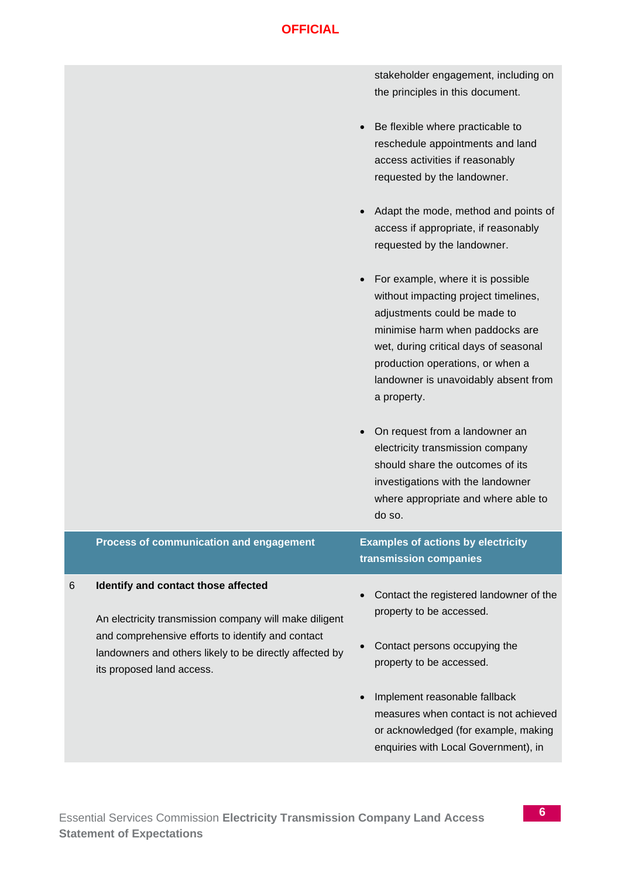| | Process of communication and engagement | Examples of actions by electricity transmission companies |
|---|---|---|
| | | stakeholder engagement, including on the principles in this document.<br><br>• Be flexible where practicable to reschedule appointments and land access activities if reasonably requested by the landowner.<br><br>• Adapt the mode, method and points of access if appropriate, if reasonably requested by the landowner.<br><br>• For example, where it is possible without impacting project timelines, adjustments could be made to minimise harm when paddocks are wet, during critical days of seasonal production operations, or when a landowner is unavoidably absent from a property.<br><br>• On request from a landowner an electricity transmission company should share the outcomes of its investigations with the landowner where appropriate and where able to do so. |
| 6 | **Identify and contact those affected**<br><br>An electricity transmission company will make diligent and comprehensive efforts to identify and contact landowners and others likely to be directly affected by its proposed land access. | • Contact the registered landowner of the property to be accessed.<br><br>• Contact persons occupying the property to be accessed.<br><br>• Implement reasonable fallback measures when contact is not achieved or acknowledged (for example, making enquiries with Local Government), in |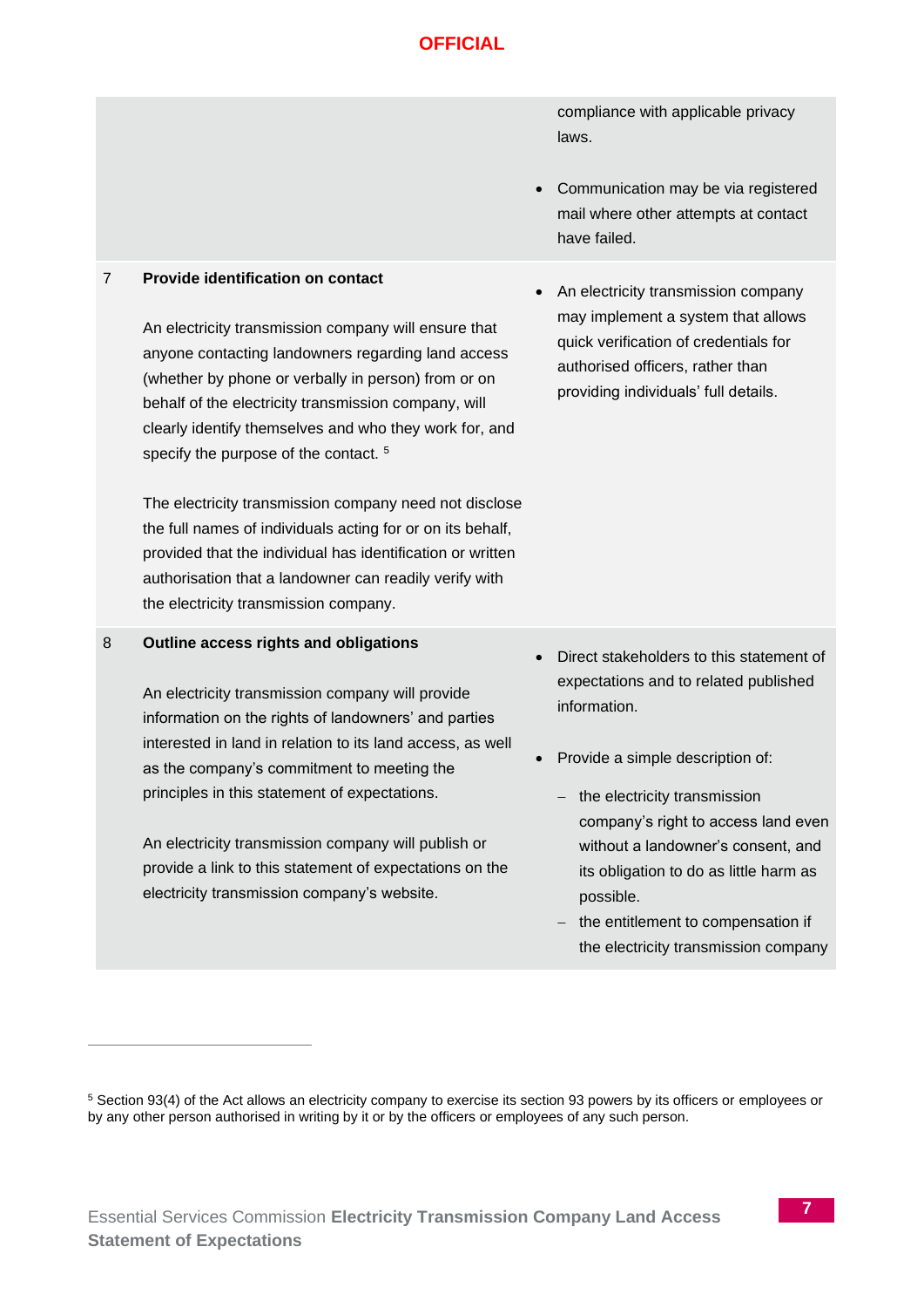| | | |
|---|---|---|
| | | compliance with applicable privacy laws.<br><br>• Communication may be via registered mail where other attempts at contact have failed. |
| 7 | **Provide identification on contact**<br><br>An electricity transmission company will ensure that anyone contacting landowners regarding land access (whether by phone or verbally in person) from or on behalf of the electricity transmission company, will clearly identify themselves and who they work for, and specify the purpose of the contact. [5]<br><br>The electricity transmission company need not disclose the full names of individuals acting for or on its behalf, provided that the individual has identification or written authorisation that a landowner can readily verify with the electricity transmission company. | • An electricity transmission company may implement a system that allows quick verification of credentials for authorised officers, rather than providing individuals' full details. |
| 8 | **Outline access rights and obligations**<br><br>An electricity transmission company will provide information on the rights of landowners' and parties interested in land in relation to its land access, as well as the company's commitment to meeting the principles in this statement of expectations.<br><br>An electricity transmission company will publish or provide a link to this statement of expectations on the electricity transmission company's website. | • Direct stakeholders to this statement of expectations and to related published information.<br><br>• Provide a simple description of:<br>– the electricity transmission company's right to access land even without a landowner's consent, and its obligation to do as little harm as possible.<br>– the entitlement to compensation if the electricity transmission company |

[5] Section 93(4) of the Act allows an electricity company to exercise its section 93 powers by its officers or employees or by any other person authorised in writing by it or by the officers or employees of any such person.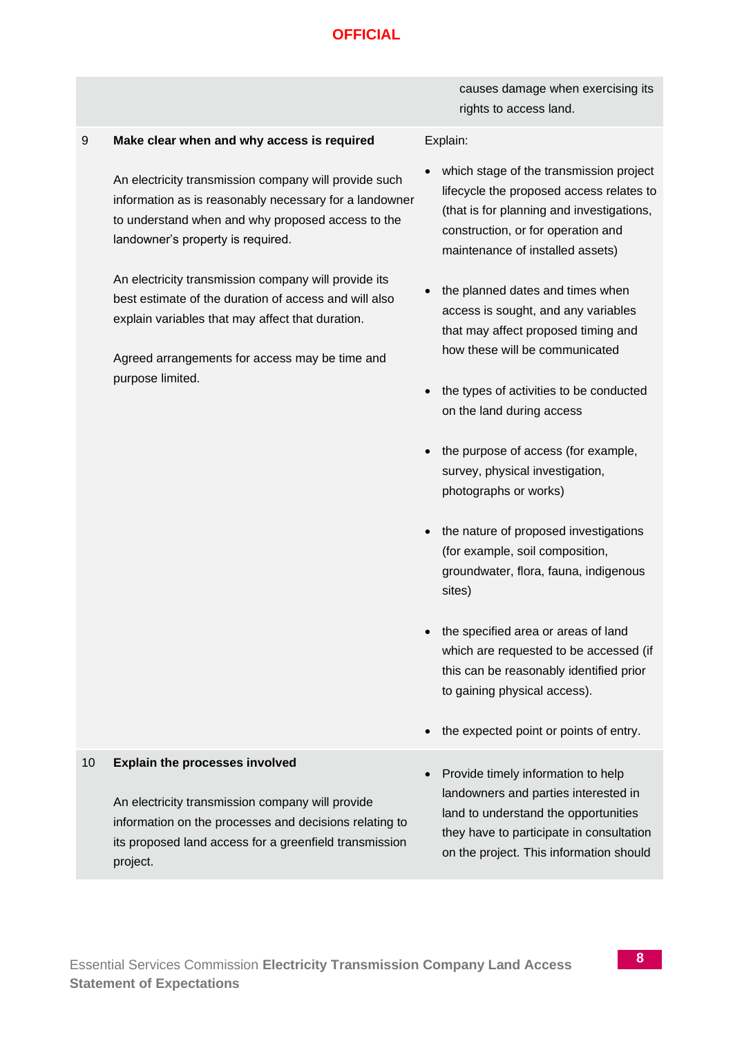| | | |
|---|---|---|
| | | causes damage when exercising its rights to access land. |
| 9 | **Make clear when and why access is required**<br><br>An electricity transmission company will provide such information as is reasonably necessary for a landowner to understand when and why proposed access to the landowner's property is required.<br><br>An electricity transmission company will provide its best estimate of the duration of access and will also explain variables that may affect that duration.<br><br>Agreed arrangements for access may be time and purpose limited. | Explain:<br><br>• which stage of the transmission project lifecycle the proposed access relates to (that is for planning and investigations, construction, or for operation and maintenance of installed assets)<br><br>• the planned dates and times when access is sought, and any variables that may affect proposed timing and how these will be communicated<br><br>• the types of activities to be conducted on the land during access<br><br>• the purpose of access (for example, survey, physical investigation, photographs or works)<br><br>• the nature of proposed investigations (for example, soil composition, groundwater, flora, fauna, indigenous sites)<br><br>• the specified area or areas of land which are requested to be accessed (if this can be reasonably identified prior to gaining physical access).<br><br>• the expected point or points of entry. |
| 10 | **Explain the processes involved**<br><br>An electricity transmission company will provide information on the processes and decisions relating to its proposed land access for a greenfield transmission project. | • Provide timely information to help landowners and parties interested in land to understand the opportunities they have to participate in consultation on the project. This information should |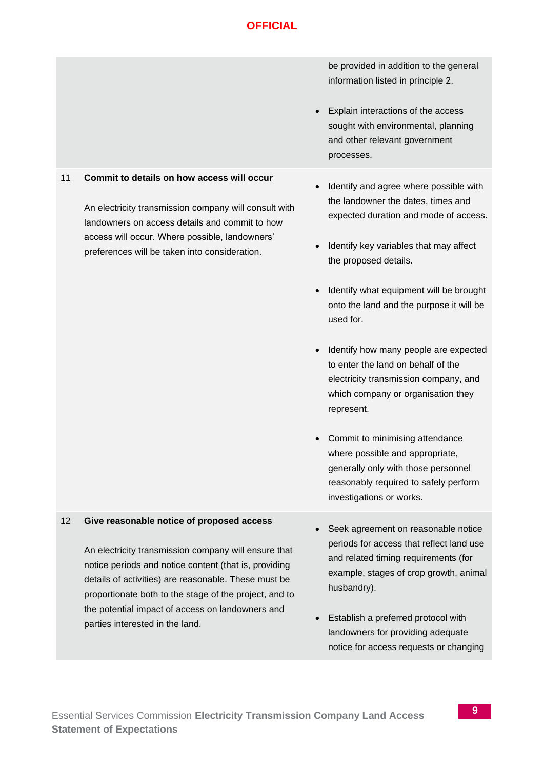| | | |
|---|---|---|
| | | be provided in addition to the general information listed in principle 2.<br><br>• Explain interactions of the access sought with environmental, planning and other relevant government processes. |
| 11 | **Commit to details on how access will occur**<br><br>An electricity transmission company will consult with landowners on access details and commit to how access will occur. Where possible, landowners' preferences will be taken into consideration. | • Identify and agree where possible with the landowner the dates, times and expected duration and mode of access.<br><br>• Identify key variables that may affect the proposed details.<br><br>• Identify what equipment will be brought onto the land and the purpose it will be used for.<br><br>• Identify how many people are expected to enter the land on behalf of the electricity transmission company, and which company or organisation they represent.<br><br>• Commit to minimising attendance where possible and appropriate, generally only with those personnel reasonably required to safely perform investigations or works. |
| 12 | **Give reasonable notice of proposed access**<br><br>An electricity transmission company will ensure that notice periods and notice content (that is, providing details of activities) are reasonable. These must be proportionate both to the stage of the project, and to the potential impact of access on landowners and parties interested in the land. | • Seek agreement on reasonable notice periods for access that reflect land use and related timing requirements (for example, stages of crop growth, animal husbandry).<br><br>• Establish a preferred protocol with landowners for providing adequate notice for access requests or changing |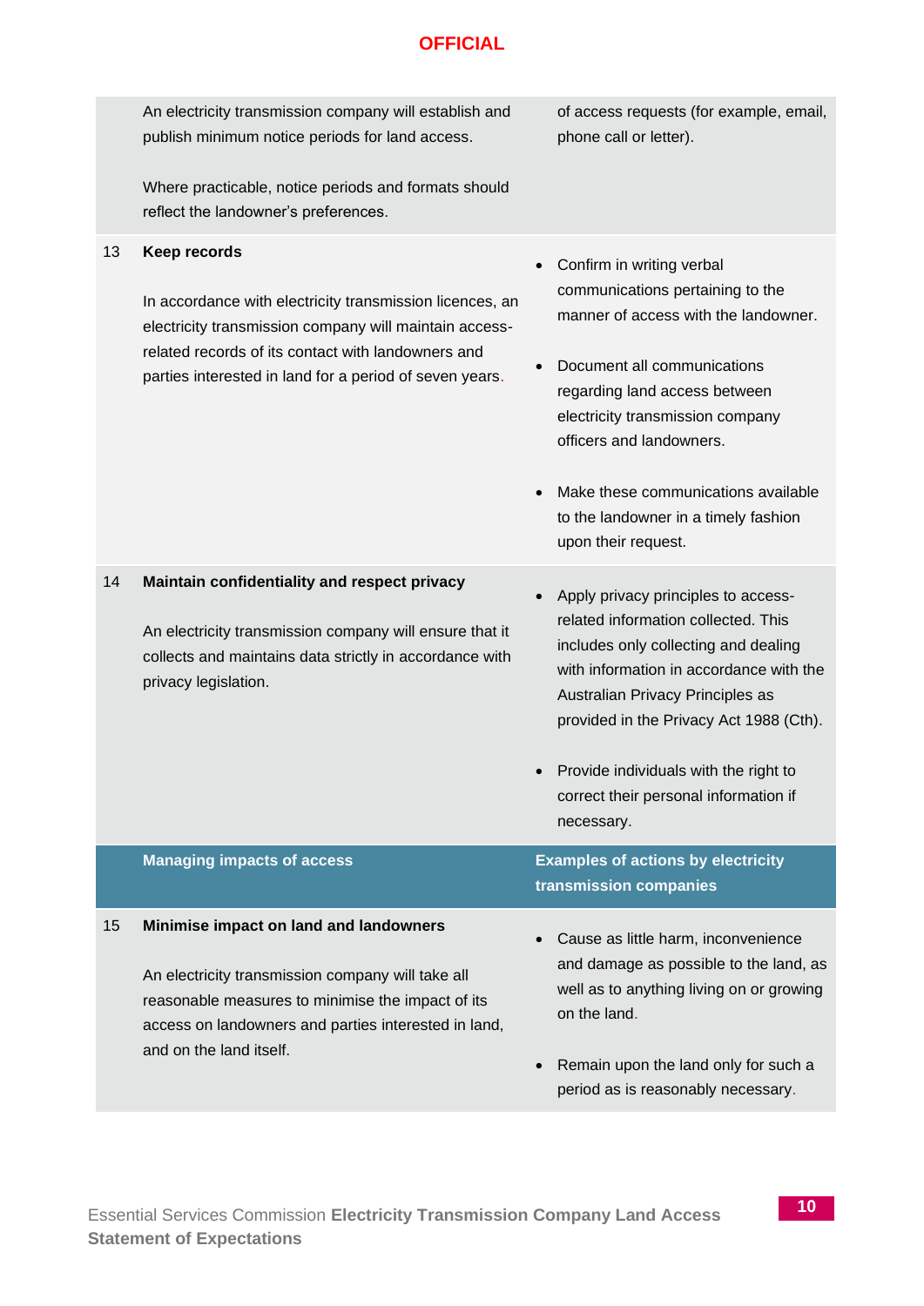| | | |
|---|---|---|
| | An electricity transmission company will establish and publish minimum notice periods for land access.<br><br>Where practicable, notice periods and formats should reflect the landowner's preferences. | of access requests (for example, email, phone call or letter). |
| 13 | **Keep records**<br><br>In accordance with electricity transmission licences, an electricity transmission company will maintain access-related records of its contact with landowners and parties interested in land for a period of seven years. | • Confirm in writing verbal communications pertaining to the manner of access with the landowner.<br><br>• Document all communications regarding land access between electricity transmission company officers and landowners.<br><br>• Make these communications available to the landowner in a timely fashion upon their request. |
| 14 | **Maintain confidentiality and respect privacy**<br><br>An electricity transmission company will ensure that it collects and maintains data strictly in accordance with privacy legislation. | • Apply privacy principles to access-related information collected. This includes only collecting and dealing with information in accordance with the Australian Privacy Principles as provided in the Privacy Act 1988 (Cth).<br><br>• Provide individuals with the right to correct their personal information if necessary. |
| | **Managing impacts of access** | **Examples of actions by electricity transmission companies** |
| 15 | **Minimise impact on land and landowners**<br><br>An electricity transmission company will take all reasonable measures to minimise the impact of its access on landowners and parties interested in land, and on the land itself. | • Cause as little harm, inconvenience and damage as possible to the land, as well as to anything living on or growing on the land.<br><br>• Remain upon the land only for such a period as is reasonably necessary. |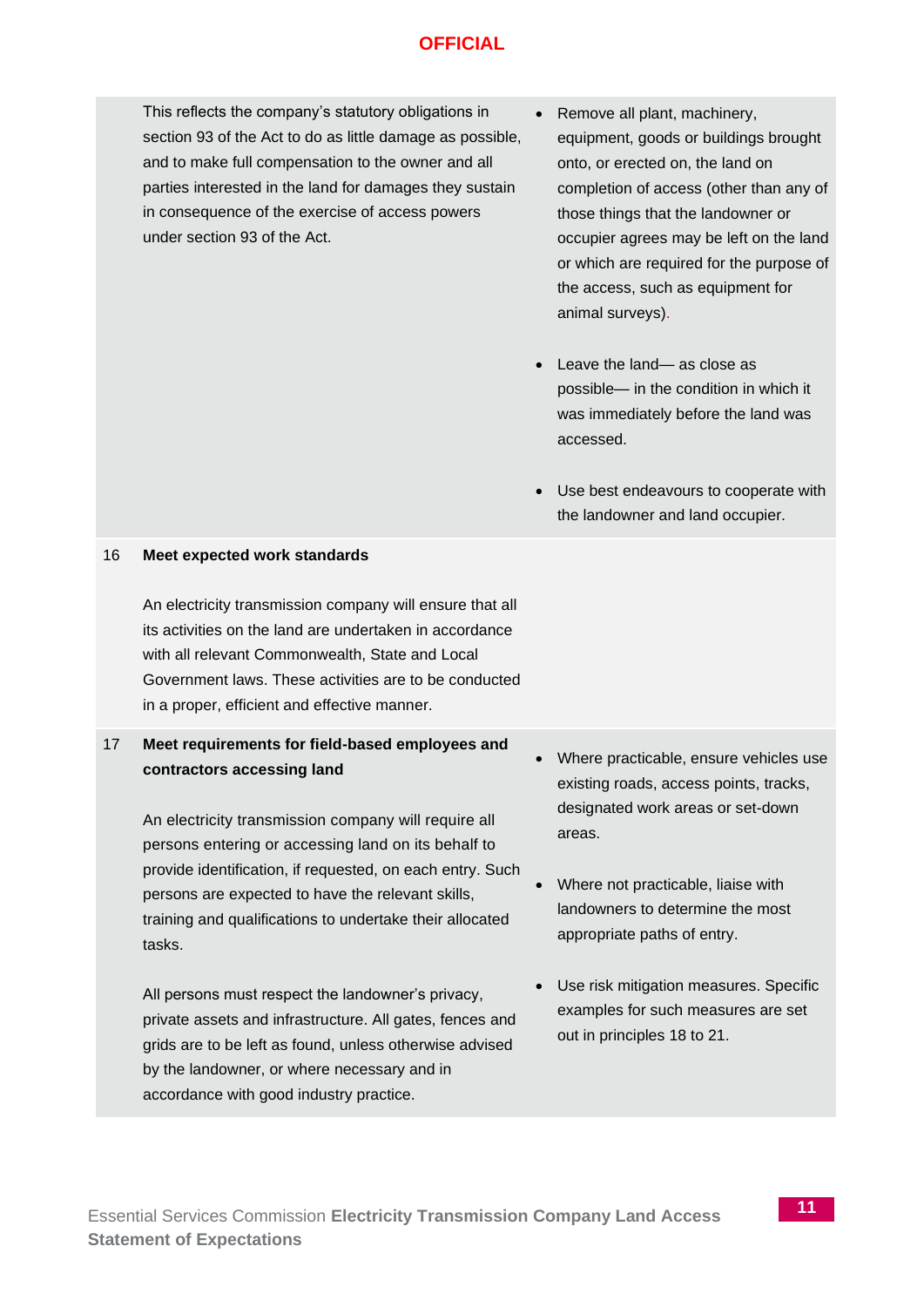| | | |
|---|---|---|
| | This reflects the company's statutory obligations in section 93 of the Act to do as little damage as possible, and to make full compensation to the owner and all parties interested in the land for damages they sustain in consequence of the exercise of access powers under section 93 of the Act. | • Remove all plant, machinery, equipment, goods or buildings brought onto, or erected on, the land on completion of access (other than any of those things that the landowner or occupier agrees may be left on the land or which are required for the purpose of the access, such as equipment for animal surveys).<br><br>• Leave the land— as close as possible— in the condition in which it was immediately before the land was accessed.<br><br>• Use best endeavours to cooperate with the landowner and land occupier. |
| 16 | **Meet expected work standards**<br><br>An electricity transmission company will ensure that all its activities on the land are undertaken in accordance with all relevant Commonwealth, State and Local Government laws. These activities are to be conducted in a proper, efficient and effective manner. | |
| 17 | **Meet requirements for field-based employees and contractors accessing land**<br><br>An electricity transmission company will require all persons entering or accessing land on its behalf to provide identification, if requested, on each entry. Such persons are expected to have the relevant skills, training and qualifications to undertake their allocated tasks.<br><br>All persons must respect the landowner's privacy, private assets and infrastructure. All gates, fences and grids are to be left as found, unless otherwise advised by the landowner, or where necessary and in accordance with good industry practice. | • Where practicable, ensure vehicles use existing roads, access points, tracks, designated work areas or set-down areas.<br><br>• Where not practicable, liaise with landowners to determine the most appropriate paths of entry.<br><br>• Use risk mitigation measures. Specific examples for such measures are set out in principles 18 to 21. |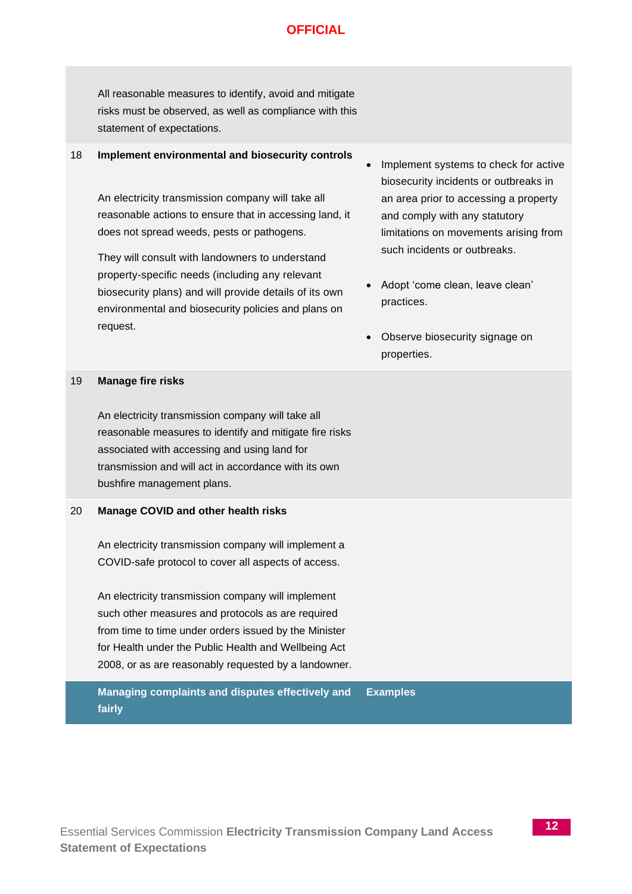| | | |
|---|---|---|
| | All reasonable measures to identify, avoid and mitigate risks must be observed, as well as compliance with this statement of expectations. | |
| 18 | **Implement environmental and biosecurity controls**<br><br>An electricity transmission company will take all reasonable actions to ensure that in accessing land, it does not spread weeds, pests or pathogens.<br><br>They will consult with landowners to understand property-specific needs (including any relevant biosecurity plans) and will provide details of its own environmental and biosecurity policies and plans on request. | • Implement systems to check for active biosecurity incidents or outbreaks in an area prior to accessing a property and comply with any statutory limitations on movements arising from such incidents or outbreaks.<br><br>• Adopt 'come clean, leave clean' practices.<br><br>• Observe biosecurity signage on properties. |
| 19 | **Manage fire risks**<br><br>An electricity transmission company will take all reasonable measures to identify and mitigate fire risks associated with accessing and using land for transmission and will act in accordance with its own bushfire management plans. | |
| 20 | **Manage COVID and other health risks**<br><br>An electricity transmission company will implement a COVID-safe protocol to cover all aspects of access.<br><br>An electricity transmission company will implement such other measures and protocols as are required from time to time under orders issued by the Minister for Health under the Public Health and Wellbeing Act 2008, or as are reasonably requested by a landowner. | |
| | **Managing complaints and disputes effectively and fairly** | **Examples** |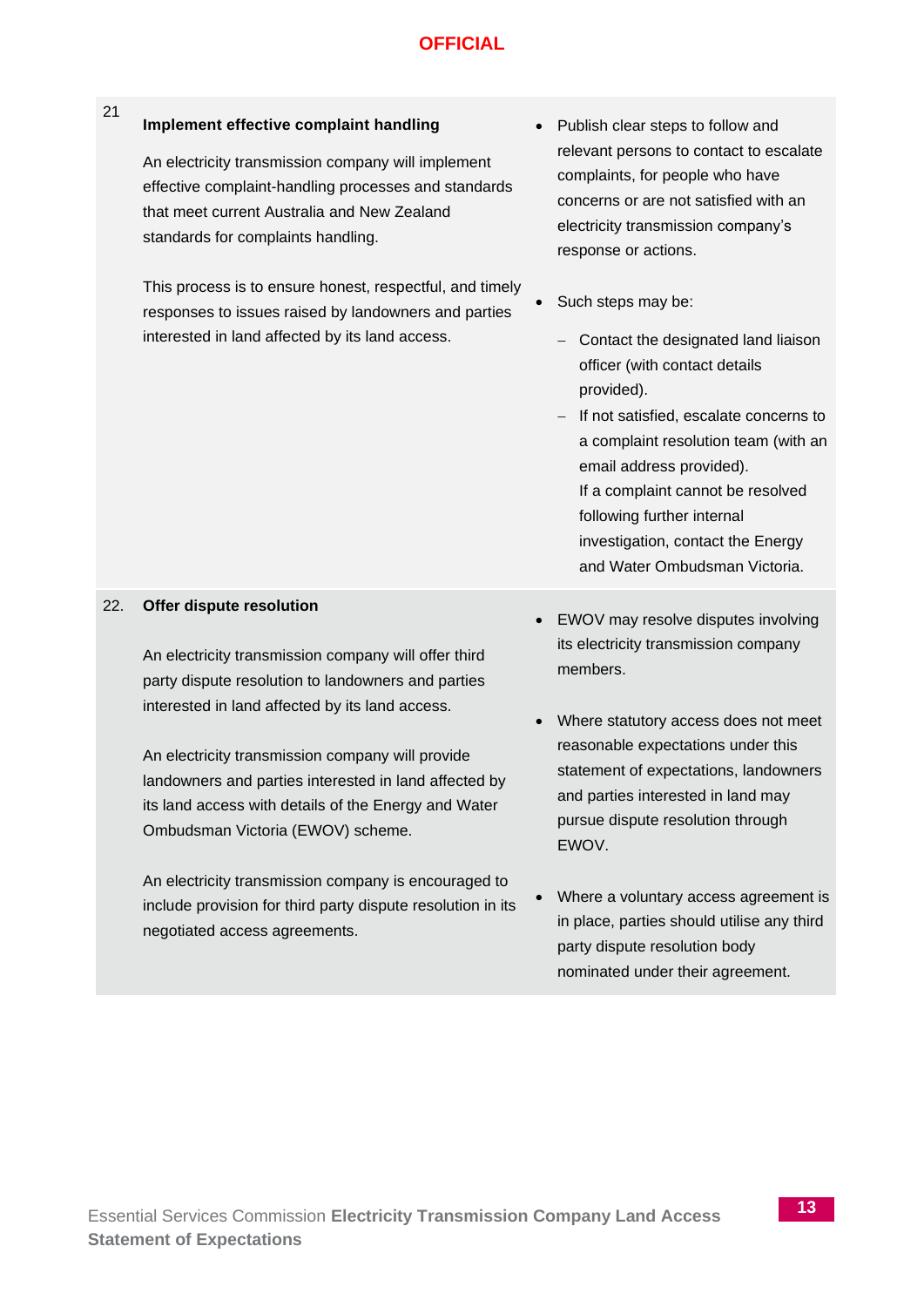| | | |
|---|---|---|
| 21 | **Implement effective complaint handling**<br><br>An electricity transmission company will implement effective complaint-handling processes and standards that meet current Australia and New Zealand standards for complaints handling.<br><br>This process is to ensure honest, respectful, and timely responses to issues raised by landowners and parties interested in land affected by its land access. | • Publish clear steps to follow and relevant persons to contact to escalate complaints, for people who have concerns or are not satisfied with an electricity transmission company's response or actions.<br><br>• Such steps may be:<br>– Contact the designated land liaison officer (with contact details provided).<br>– If not satisfied, escalate concerns to a complaint resolution team (with an email address provided).<br>If a complaint cannot be resolved following further internal investigation, contact the Energy and Water Ombudsman Victoria. |
| 22. | **Offer dispute resolution**<br><br>An electricity transmission company will offer third party dispute resolution to landowners and parties interested in land affected by its land access.<br><br>An electricity transmission company will provide landowners and parties interested in land affected by its land access with details of the Energy and Water Ombudsman Victoria (EWOV) scheme.<br><br>An electricity transmission company is encouraged to include provision for third party dispute resolution in its negotiated access agreements. | • EWOV may resolve disputes involving its electricity transmission company members.<br><br>• Where statutory access does not meet reasonable expectations under this statement of expectations, landowners and parties interested in land may pursue dispute resolution through EWOV.<br><br>• Where a voluntary access agreement is in place, parties should utilise any third party dispute resolution body nominated under their agreement. |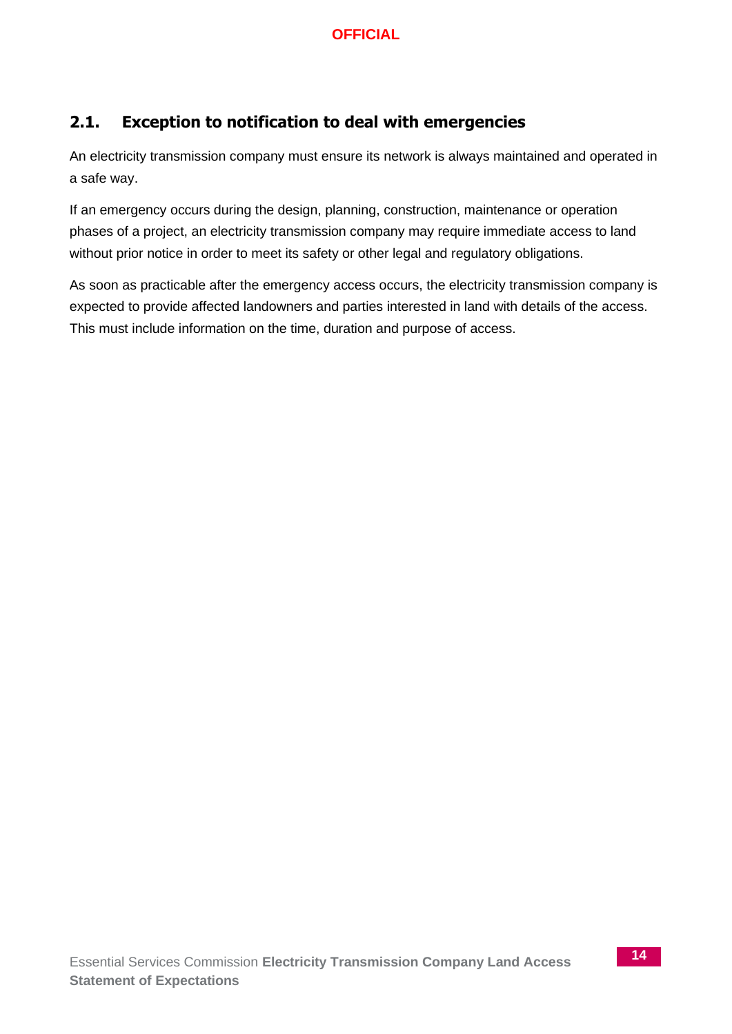## 2.1. Exception to notification to deal with emergencies

An electricity transmission company must ensure its network is always maintained and operated in a safe way.

If an emergency occurs during the design, planning, construction, maintenance or operation phases of a project, an electricity transmission company may require immediate access to land without prior notice in order to meet its safety or other legal and regulatory obligations.

As soon as practicable after the emergency access occurs, the electricity transmission company is expected to provide affected landowners and parties interested in land with details of the access. This must include information on the time, duration and purpose of access.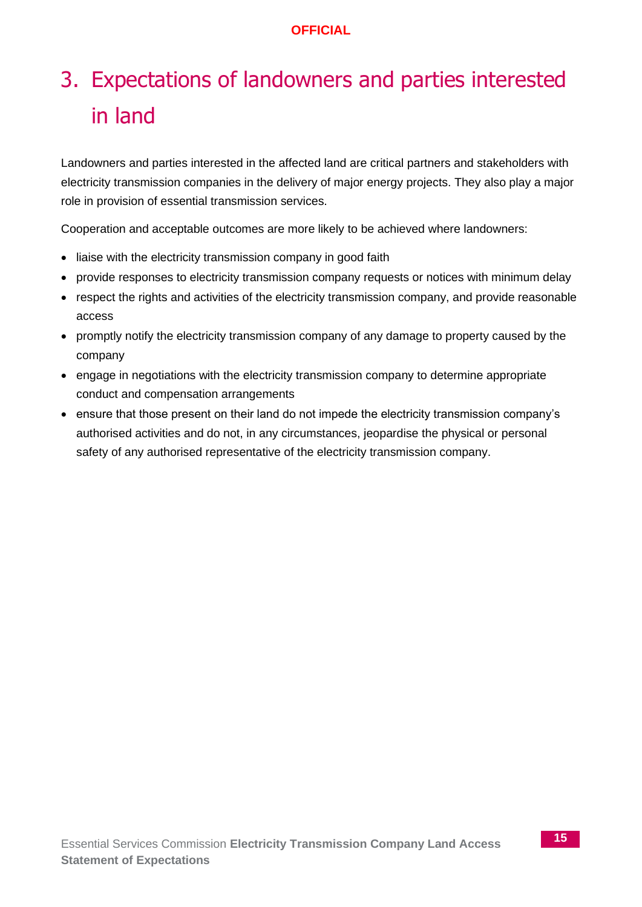# 3. Expectations of landowners and parties interested in land

Landowners and parties interested in the affected land are critical partners and stakeholders with electricity transmission companies in the delivery of major energy projects. They also play a major role in provision of essential transmission services.

Cooperation and acceptable outcomes are more likely to be achieved where landowners:

- liaise with the electricity transmission company in good faith
- provide responses to electricity transmission company requests or notices with minimum delay
- respect the rights and activities of the electricity transmission company, and provide reasonable access
- promptly notify the electricity transmission company of any damage to property caused by the company
- engage in negotiations with the electricity transmission company to determine appropriate conduct and compensation arrangements
- ensure that those present on their land do not impede the electricity transmission company's authorised activities and do not, in any circumstances, jeopardise the physical or personal safety of any authorised representative of the electricity transmission company.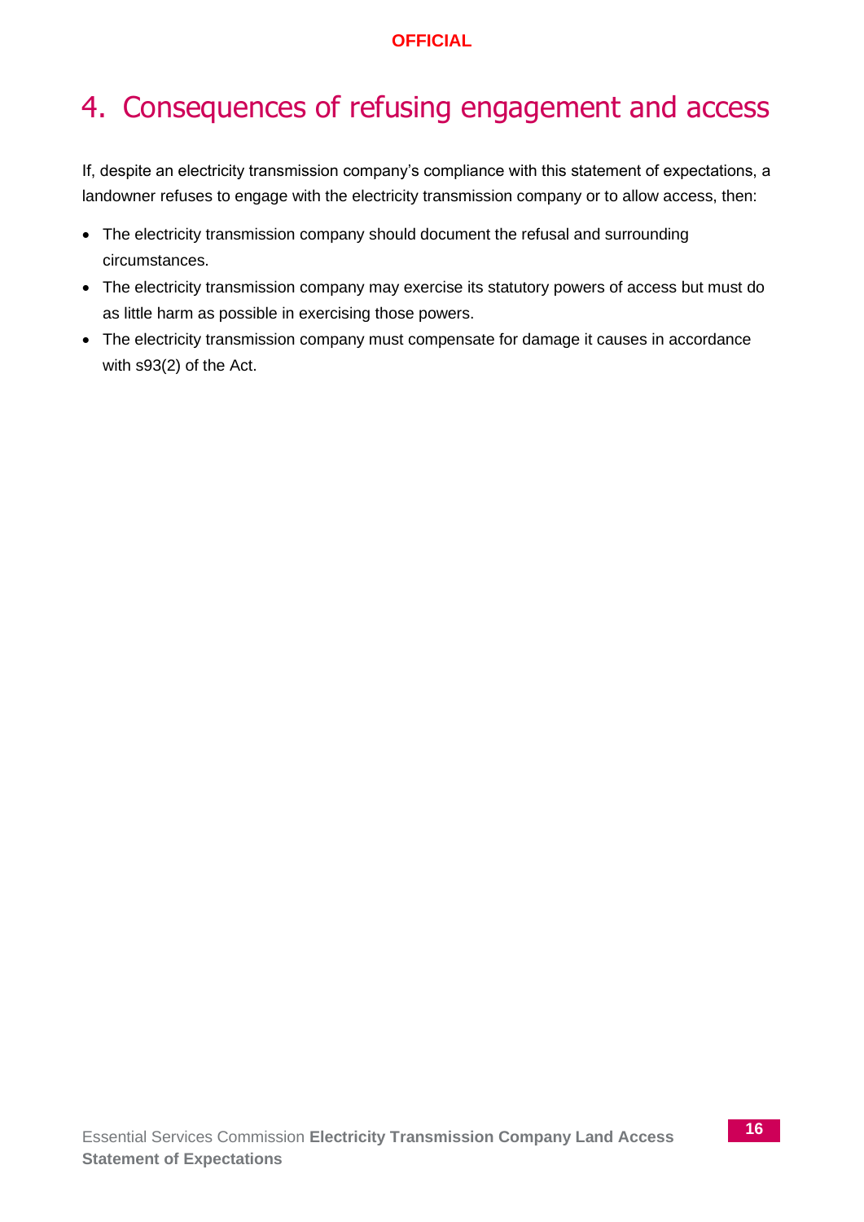# 4. Consequences of refusing engagement and access

If, despite an electricity transmission company's compliance with this statement of expectations, a landowner refuses to engage with the electricity transmission company or to allow access, then:

- The electricity transmission company should document the refusal and surrounding circumstances.
- The electricity transmission company may exercise its statutory powers of access but must do as little harm as possible in exercising those powers.
- The electricity transmission company must compensate for damage it causes in accordance with s93(2) of the Act.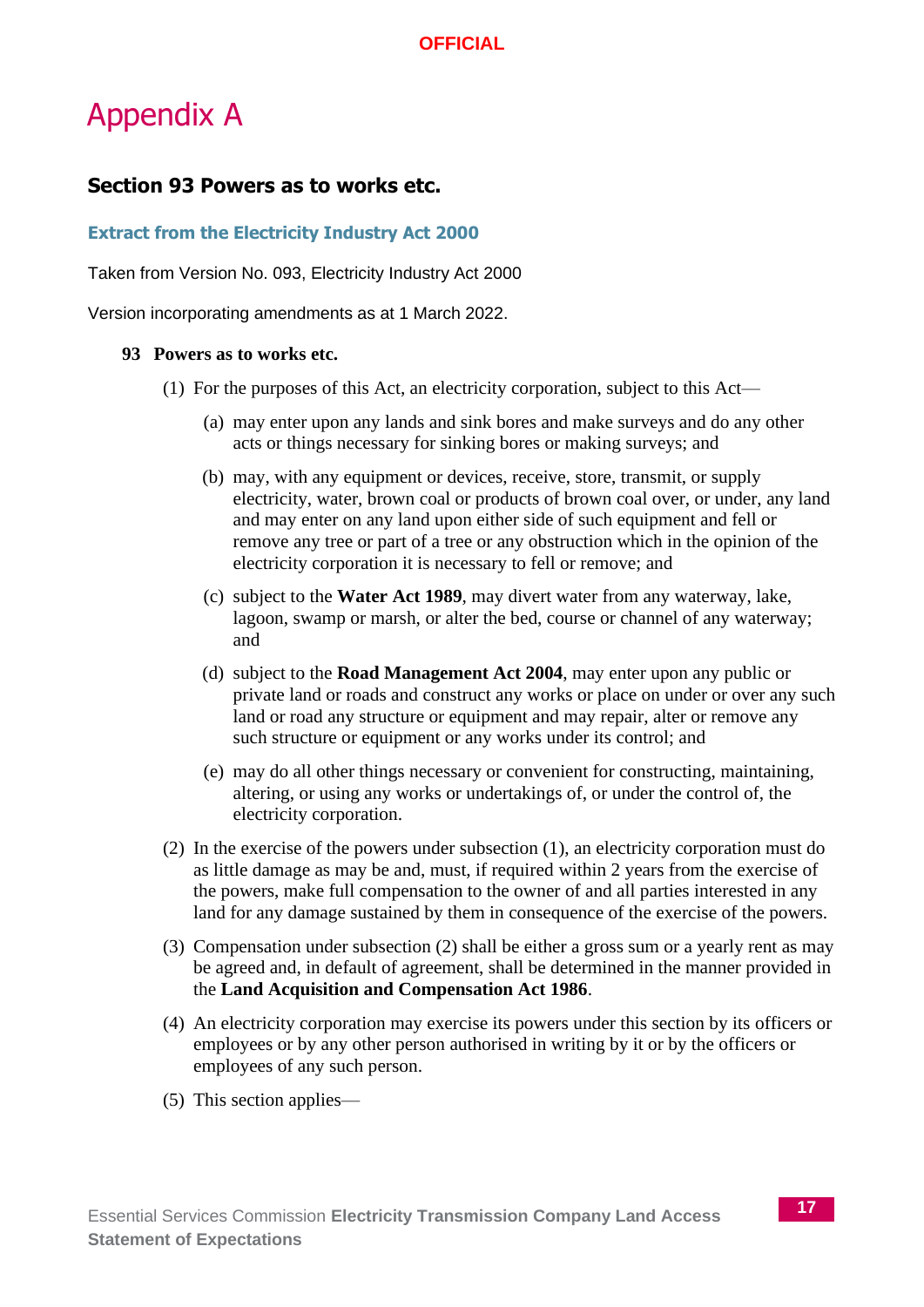# Appendix A

## Section 93 Powers as to works etc.

### Extract from the Electricity Industry Act 2000

Taken from Version No. 093, Electricity Industry Act 2000

Version incorporating amendments as at 1 March 2022.

**93 Powers as to works etc.**

(1) For the purposes of this Act, an electricity corporation, subject to this Act—

(a) may enter upon any lands and sink bores and make surveys and do any other acts or things necessary for sinking bores or making surveys; and

(b) may, with any equipment or devices, receive, store, transmit, or supply electricity, water, brown coal or products of brown coal over, or under, any land and may enter on any land upon either side of such equipment and fell or remove any tree or part of a tree or any obstruction which in the opinion of the electricity corporation it is necessary to fell or remove; and

(c) subject to the **Water Act 1989**, may divert water from any waterway, lake, lagoon, swamp or marsh, or alter the bed, course or channel of any waterway; and

(d) subject to the **Road Management Act 2004**, may enter upon any public or private land or roads and construct any works or place on under or over any such land or road any structure or equipment and may repair, alter or remove any such structure or equipment or any works under its control; and

(e) may do all other things necessary or convenient for constructing, maintaining, altering, or using any works or undertakings of, or under the control of, the electricity corporation.

(2) In the exercise of the powers under subsection (1), an electricity corporation must do as little damage as may be and, must, if required within 2 years from the exercise of the powers, make full compensation to the owner of and all parties interested in any land for any damage sustained by them in consequence of the exercise of the powers.

(3) Compensation under subsection (2) shall be either a gross sum or a yearly rent as may be agreed and, in default of agreement, shall be determined in the manner provided in the **Land Acquisition and Compensation Act 1986**.

(4) An electricity corporation may exercise its powers under this section by its officers or employees or by any other person authorised in writing by it or by the officers or employees of any such person.

(5) This section applies—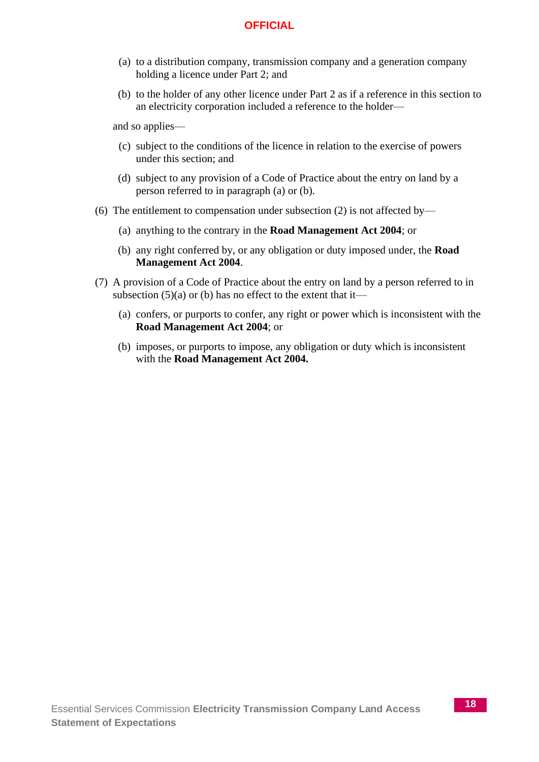(a) to a distribution company, transmission company and a generation company holding a licence under Part 2; and

(b) to the holder of any other licence under Part 2 as if a reference in this section to an electricity corporation included a reference to the holder—

and so applies—

(c) subject to the conditions of the licence in relation to the exercise of powers under this section; and

(d) subject to any provision of a Code of Practice about the entry on land by a person referred to in paragraph (a) or (b).

(6) The entitlement to compensation under subsection (2) is not affected by—

(a) anything to the contrary in the **Road Management Act 2004**; or

(b) any right conferred by, or any obligation or duty imposed under, the **Road Management Act 2004**.

(7) A provision of a Code of Practice about the entry on land by a person referred to in subsection (5)(a) or (b) has no effect to the extent that it—

(a) confers, or purports to confer, any right or power which is inconsistent with the **Road Management Act 2004**; or

(b) imposes, or purports to impose, any obligation or duty which is inconsistent with the **Road Management Act 2004.**